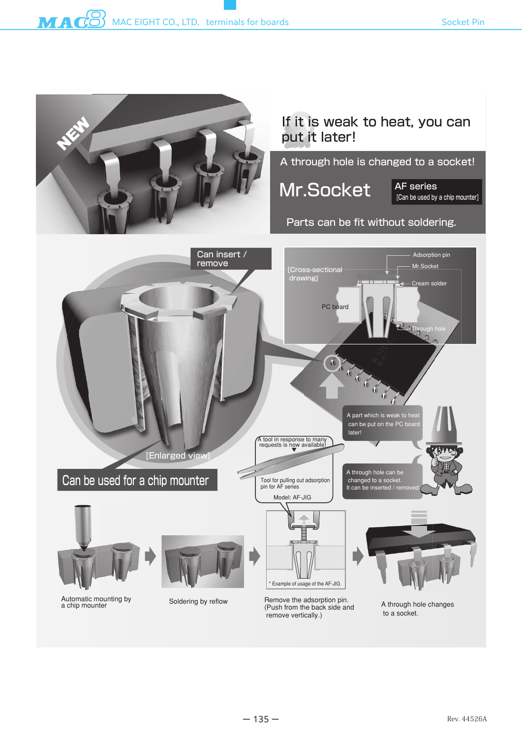NEW

# If it is weak to heat, you can put it later!

A through hole is changed to a socket!

## Mr.Socket

AF series
[Can be used by a chip mounter]

Parts can be fit without soldering.

Can insert / remove

[Enlarged view]

**Can be used for a chip mounter**

[Cross-sectional drawing]

- Adsorption pin
- Mr.Socket
- Cream solder
- PC board
- Through hole

A part which is weak to heat can be put on the PC board later!

A through hole can be changed to a socket. It can be inserted / removed.

A tool in response to many requests is now available!

Tool for pulling out adsorption pin for AF series

Model: AF-JIG

1. Automatic mounting by a chip mounter
2. Soldering by reflow
3. Remove the adsorption pin. (Push from the back side and remove vertically.)
   * Example of usage of the AF-JIG
4. A through hole changes to a socket.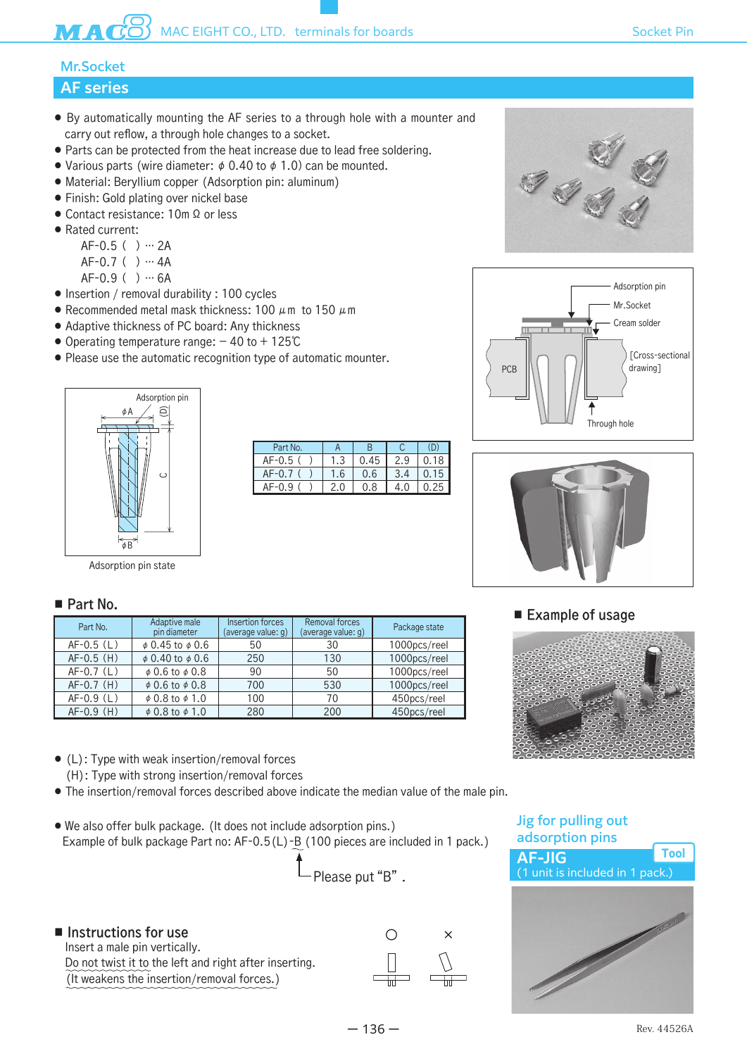## Mr.Socket

## AF series

- By automatically mounting the AF series to a through hole with a mounter and carry out reflow, a through hole changes to a socket.
- Parts can be protected from the heat increase due to lead free soldering.
- Various parts (wire diameter: ϕ 0.40 to ϕ 1.0) can be mounted.
- Material: Beryllium copper (Adsorption pin: aluminum)
- Finish: Gold plating over nickel base
- Contact resistance: 10m Ω or less
- Rated current:
  AF-0.5 ( ) … 2A
  AF-0.7 ( ) … 4A
  AF-0.9 ( ) … 6A
- Insertion / removal durability : 100 cycles
- Recommended metal mask thickness: 100 μm to 150 μm
- Adaptive thickness of PC board: Any thickness
- Operating temperature range: − 40 to + 125℃
- Please use the automatic recognition type of automatic mounter.

Adsorption pin
Mr.Socket
Cream solder
PCB
[Cross-sectional drawing]
Through hole

Adsorption pin
ϕA
(D)
C
ϕB

Adsorption pin state

| Part No. | A | B | C | (D) |
|---|---|---|---|---|
| AF-0.5 ( ) | 1.3 | 0.45 | 2.9 | 0.18 |
| AF-0.7 ( ) | 1.6 | 0.6 | 3.4 | 0.15 |
| AF-0.9 ( ) | 2.0 | 0.8 | 4.0 | 0.25 |

### ■ Part No.

| Part No. | Adaptive male pin diameter | Insertion forces (average value: g) | Removal forces (average value: g) | Package state |
|---|---|---|---|---|
| AF-0.5 (L) | ϕ 0.45 to ϕ 0.6 | 50 | 30 | 1000pcs/reel |
| AF-0.5 (H) | ϕ 0.40 to ϕ 0.6 | 250 | 130 | 1000pcs/reel |
| AF-0.7 (L) | ϕ 0.6 to ϕ 0.8 | 90 | 50 | 1000pcs/reel |
| AF-0.7 (H) | ϕ 0.6 to ϕ 0.8 | 700 | 530 | 1000pcs/reel |
| AF-0.9 (L) | ϕ 0.8 to ϕ 1.0 | 100 | 70 | 450pcs/reel |
| AF-0.9 (H) | ϕ 0.8 to ϕ 1.0 | 280 | 200 | 450pcs/reel |

- (L): Type with weak insertion/removal forces
  (H): Type with strong insertion/removal forces
- The insertion/removal forces described above indicate the median value of the male pin.

### ■ Example of usage

- We also offer bulk package. (It does not include adsorption pins.)
  Example of bulk package Part no: AF-0.5(L)-B (100 pieces are included in 1 pack.)
  Please put "B".

### Jig for pulling out adsorption pins

**Tool**

**AF-JIG**
(1 unit is included in 1 pack.)

### ■ Instructions for use

Insert a male pin vertically.
Do not twist it to the left and right after inserting.
(It weakens the insertion/removal forces.)

○ ×

Rev. 44526A